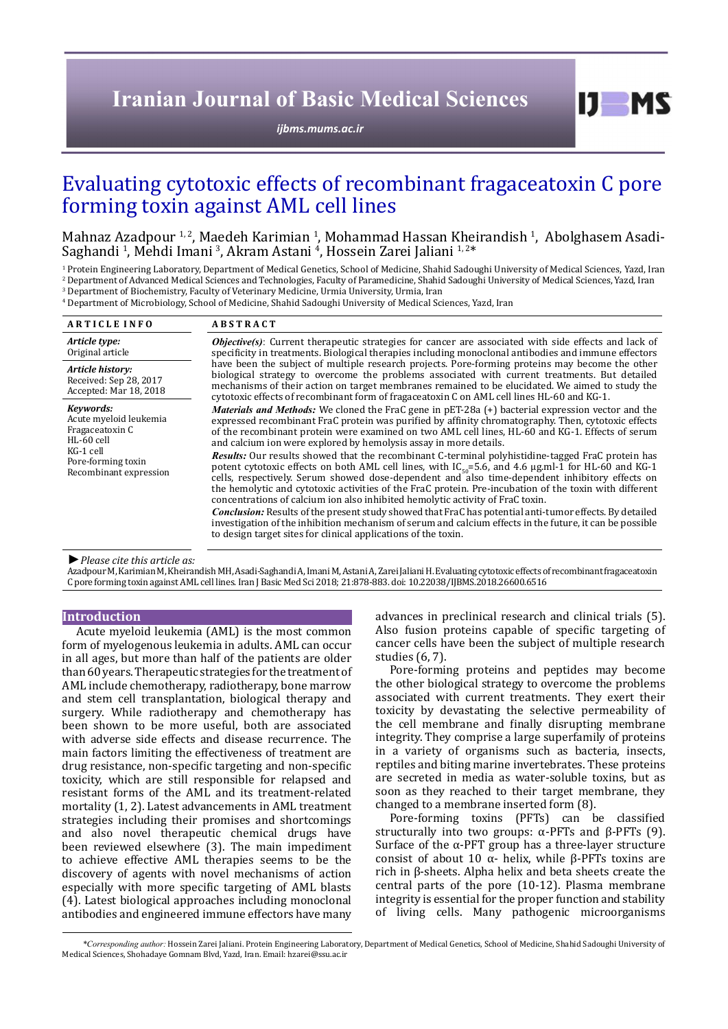# Evaluating cytotoxic effects of recombinant fragaceatoxin C pore forming toxin against AML cell lines

Mahnaz Azadpour [1,2], Maedeh Karimian [1], Mohammad Hassan Kheirandish [1], Abolghasem Asadi-Saghandi [1], Mehdi Imani [3], Akram Astani [4], Hossein Zarei Jaliani [1,2]*

[1] Protein Engineering Laboratory, Department of Medical Genetics, School of Medicine, Shahid Sadoughi University of Medical Sciences, Yazd, Iran
[2] Department of Advanced Medical Sciences and Technologies, Faculty of Paramedicine, Shahid Sadoughi University of Medical Sciences, Yazd, Iran
[3] Department of Biochemistry, Faculty of Veterinary Medicine, Urmia University, Urmia, Iran
[4] Department of Microbiology, School of Medicine, Shahid Sadoughi University of Medical Sciences, Yazd, Iran

## ARTICLE INFO

*Article type:*
Original article

*Article history:*
Received: Sep 28, 2017
Accepted: Mar 18, 2018

*Keywords:*
Acute myeloid leukemia
Fragaceatoxin C
HL-60 cell
KG-1 cell
Pore-forming toxin
Recombinant expression

## ABSTRACT

***Objective(s)***: Current therapeutic strategies for cancer are associated with side effects and lack of specificity in treatments. Biological therapies including monoclonal antibodies and immune effectors have been the subject of multiple research projects. Pore-forming proteins may become the other biological strategy to overcome the problems associated with current treatments. But detailed mechanisms of their action on target membranes remained to be elucidated. We aimed to study the cytotoxic effects of recombinant form of fragaceatoxin C on AML cell lines HL-60 and KG-1.

***Materials and Methods:*** We cloned the FraC gene in pET-28a (+) bacterial expression vector and the expressed recombinant FraC protein was purified by affinity chromatography. Then, cytotoxic effects of the recombinant protein were examined on two AML cell lines, HL-60 and KG-1. Effects of serum and calcium ion were explored by hemolysis assay in more details.

***Results:*** Our results showed that the recombinant C-terminal polyhistidine-tagged FraC protein has potent cytotoxic effects on both AML cell lines, with $IC_{50}$=5.6, and 4.6 µg.ml-1 for HL-60 and KG-1 cells, respectively. Serum showed dose-dependent and also time-dependent inhibitory effects on the hemolytic and cytotoxic activities of the FraC protein. Pre-incubation of the toxin with different concentrations of calcium ion also inhibited hemolytic activity of FraC toxin.

***Conclusion:*** Results of the present study showed that FraC has potential anti-tumor effects. By detailed investigation of the inhibition mechanism of serum and calcium effects in the future, it can be possible to design target sites for clinical applications of the toxin.

*►Please cite this article as:*
Azadpour M, Karimian M, Kheirandish MH, Asadi-Saghandi A, Imani M, Astani A, Zarei Jaliani H. Evaluating cytotoxic effects of recombinant fragaceatoxin C pore forming toxin against AML cell lines. Iran J Basic Med Sci 2018; 21:878-883. doi: 10.22038/IJBMS.2018.26600.6516

## Introduction

Acute myeloid leukemia (AML) is the most common form of myelogenous leukemia in adults. AML can occur in all ages, but more than half of the patients are older than 60 years. Therapeutic strategies for the treatment of AML include chemotherapy, radiotherapy, bone marrow and stem cell transplantation, biological therapy and surgery. While radiotherapy and chemotherapy has been shown to be more useful, both are associated with adverse side effects and disease recurrence. The main factors limiting the effectiveness of treatment are drug resistance, non-specific targeting and non-specific toxicity, which are still responsible for relapsed and resistant forms of the AML and its treatment-related mortality (1, 2). Latest advancements in AML treatment strategies including their promises and shortcomings and also novel therapeutic chemical drugs have been reviewed elsewhere (3). The main impediment to achieve effective AML therapies seems to be the discovery of agents with novel mechanisms of action especially with more specific targeting of AML blasts (4). Latest biological approaches including monoclonal antibodies and engineered immune effectors have many advances in preclinical research and clinical trials (5). Also fusion proteins capable of specific targeting of cancer cells have been the subject of multiple research studies (6, 7).

Pore-forming proteins and peptides may become the other biological strategy to overcome the problems associated with current treatments. They exert their toxicity by devastating the selective permeability of the cell membrane and finally disrupting membrane integrity. They comprise a large superfamily of proteins in a variety of organisms such as bacteria, insects, reptiles and biting marine invertebrates. These proteins are secreted in media as water-soluble toxins, but as soon as they reached to their target membrane, they changed to a membrane inserted form (8).

Pore-forming toxins (PFTs) can be classified structurally into two groups: α-PFTs and β-PFTs (9). Surface of the α-PFT group has a three-layer structure consist of about 10 α- helix, while β-PFTs toxins are rich in β-sheets. Alpha helix and beta sheets create the central parts of the pore (10-12). Plasma membrane integrity is essential for the proper function and stability of living cells. Many pathogenic microorganisms

*\*Corresponding author:* Hossein Zarei Jaliani. Protein Engineering Laboratory, Department of Medical Genetics, School of Medicine, Shahid Sadoughi University of Medical Sciences, Shohadaye Gomnam Blvd, Yazd, Iran. Email: hzarei@ssu.ac.ir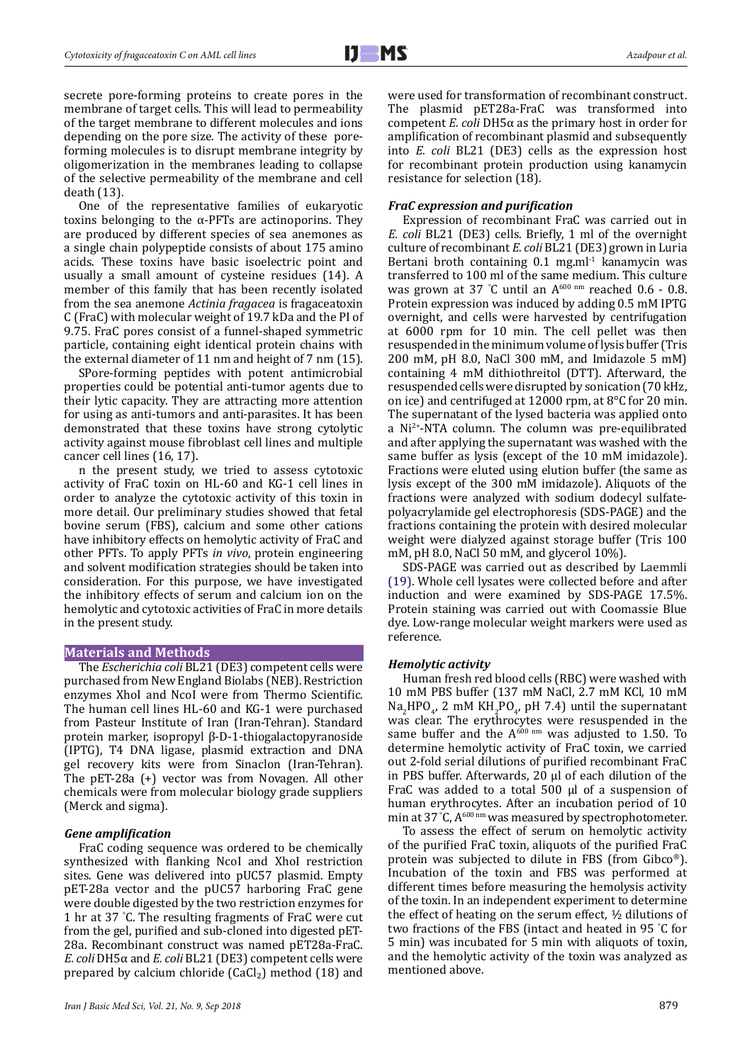secrete pore-forming proteins to create pores in the membrane of target cells. This will lead to permeability of the target membrane to different molecules and ions depending on the pore size. The activity of these pore-forming molecules is to disrupt membrane integrity by oligomerization in the membranes leading to collapse of the selective permeability of the membrane and cell death (13).

One of the representative families of eukaryotic toxins belonging to the α-PFTs are actinoporins. They are produced by different species of sea anemones as a single chain polypeptide consists of about 175 amino acids. These toxins have basic isoelectric point and usually a small amount of cysteine residues (14). A member of this family that has been recently isolated from the sea anemone *Actinia fragacea* is fragaceatoxin C (FraC) with molecular weight of 19.7 kDa and the PI of 9.75. FraC pores consist of a funnel-shaped symmetric particle, containing eight identical protein chains with the external diameter of 11 nm and height of 7 nm (15).

SPore-forming peptides with potent antimicrobial properties could be potential anti-tumor agents due to their lytic capacity. They are attracting more attention for using as anti-tumors and anti-parasites. It has been demonstrated that these toxins have strong cytolytic activity against mouse fibroblast cell lines and multiple cancer cell lines (16, 17).

n the present study, we tried to assess cytotoxic activity of FraC toxin on HL-60 and KG-1 cell lines in order to analyze the cytotoxic activity of this toxin in more detail. Our preliminary studies showed that fetal bovine serum (FBS), calcium and some other cations have inhibitory effects on hemolytic activity of FraC and other PFTs. To apply PFTs *in vivo*, protein engineering and solvent modification strategies should be taken into consideration. For this purpose, we have investigated the inhibitory effects of serum and calcium ion on the hemolytic and cytotoxic activities of FraC in more details in the present study.

## Materials and Methods

The *Escherichia coli* BL21 (DE3) competent cells were purchased from New England Biolabs (NEB). Restriction enzymes XhoI and NcoI were from Thermo Scientific. The human cell lines HL-60 and KG-1 were purchased from Pasteur Institute of Iran (Iran-Tehran). Standard protein marker, isopropyl β-D-1-thiogalactopyranoside (IPTG), T4 DNA ligase, plasmid extraction and DNA gel recovery kits were from Sinaclon (Iran-Tehran). The pET-28a (+) vector was from Novagen. All other chemicals were from molecular biology grade suppliers (Merck and sigma).

### *Gene amplification*

FraC coding sequence was ordered to be chemically synthesized with flanking NcoI and XhoI restriction sites. Gene was delivered into pUC57 plasmid. Empty pET-28a vector and the pUC57 harboring FraC gene were double digested by the two restriction enzymes for 1 hr at 37 °C. The resulting fragments of FraC were cut from the gel, purified and sub-cloned into digested pET-28a. Recombinant construct was named pET28a-FraC. *E. coli* DH5α and *E. coli* BL21 (DE3) competent cells were prepared by calcium chloride ($CaCl_2$) method (18) and were used for transformation of recombinant construct. The plasmid pET28a-FraC was transformed into competent *E. coli* DH5α as the primary host in order for amplification of recombinant plasmid and subsequently into *E. coli* BL21 (DE3) cells as the expression host for recombinant protein production using kanamycin resistance for selection (18).

### *FraC expression and purification*

Expression of recombinant FraC was carried out in *E. coli* BL21 (DE3) cells. Briefly, 1 ml of the overnight culture of recombinant *E. coli* BL21 (DE3) grown in Luria Bertani broth containing 0.1 $mg.ml^{-1}$ kanamycin was transferred to 100 ml of the same medium. This culture was grown at 37 °C until an $A^{600\ nm}$ reached 0.6 - 0.8. Protein expression was induced by adding 0.5 mM IPTG overnight, and cells were harvested by centrifugation at 6000 rpm for 10 min. The cell pellet was then resuspended in the minimum volume of lysis buffer (Tris 200 mM, pH 8.0, NaCl 300 mM, and Imidazole 5 mM) containing 4 mM dithiothreitol (DTT). Afterward, the resuspended cells were disrupted by sonication (70 kHz, on ice) and centrifuged at 12000 rpm, at 8°C for 20 min. The supernatant of the lysed bacteria was applied onto a $Ni^{2+}$-NTA column. The column was pre-equilibrated and after applying the supernatant was washed with the same buffer as lysis (except of the 10 mM imidazole). Fractions were eluted using elution buffer (the same as lysis except of the 300 mM imidazole). Aliquots of the fractions were analyzed with sodium dodecyl sulfate-polyacrylamide gel electrophoresis (SDS-PAGE) and the fractions containing the protein with desired molecular weight were dialyzed against storage buffer (Tris 100 mM, pH 8.0, NaCl 50 mM, and glycerol 10%).

SDS-PAGE was carried out as described by Laemmli (19). Whole cell lysates were collected before and after induction and were examined by SDS-PAGE 17.5%. Protein staining was carried out with Coomassie Blue dye. Low-range molecular weight markers were used as reference.

### *Hemolytic activity*

Human fresh red blood cells (RBC) were washed with 10 mM PBS buffer (137 mM NaCl, 2.7 mM KCl, 10 mM $Na_2HPO_4$, 2 mM $KH_2PO_4$, pH 7.4) until the supernatant was clear. The erythrocytes were resuspended in the same buffer and the $A^{600\ nm}$ was adjusted to 1.50. To determine hemolytic activity of FraC toxin, we carried out 2-fold serial dilutions of purified recombinant FraC in PBS buffer. Afterwards, 20 µl of each dilution of the FraC was added to a total 500 µl of a suspension of human erythrocytes. After an incubation period of 10 min at 37 °C, $A^{600\ nm}$ was measured by spectrophotometer.

To assess the effect of serum on hemolytic activity of the purified FraC toxin, aliquots of the purified FraC protein was subjected to dilute in FBS (from Gibco®). Incubation of the toxin and FBS was performed at different times before measuring the hemolysis activity of the toxin. In an independent experiment to determine the effect of heating on the serum effect, ½ dilutions of two fractions of the FBS (intact and heated in 95 °C for 5 min) was incubated for 5 min with aliquots of toxin, and the hemolytic activity of the toxin was analyzed as mentioned above.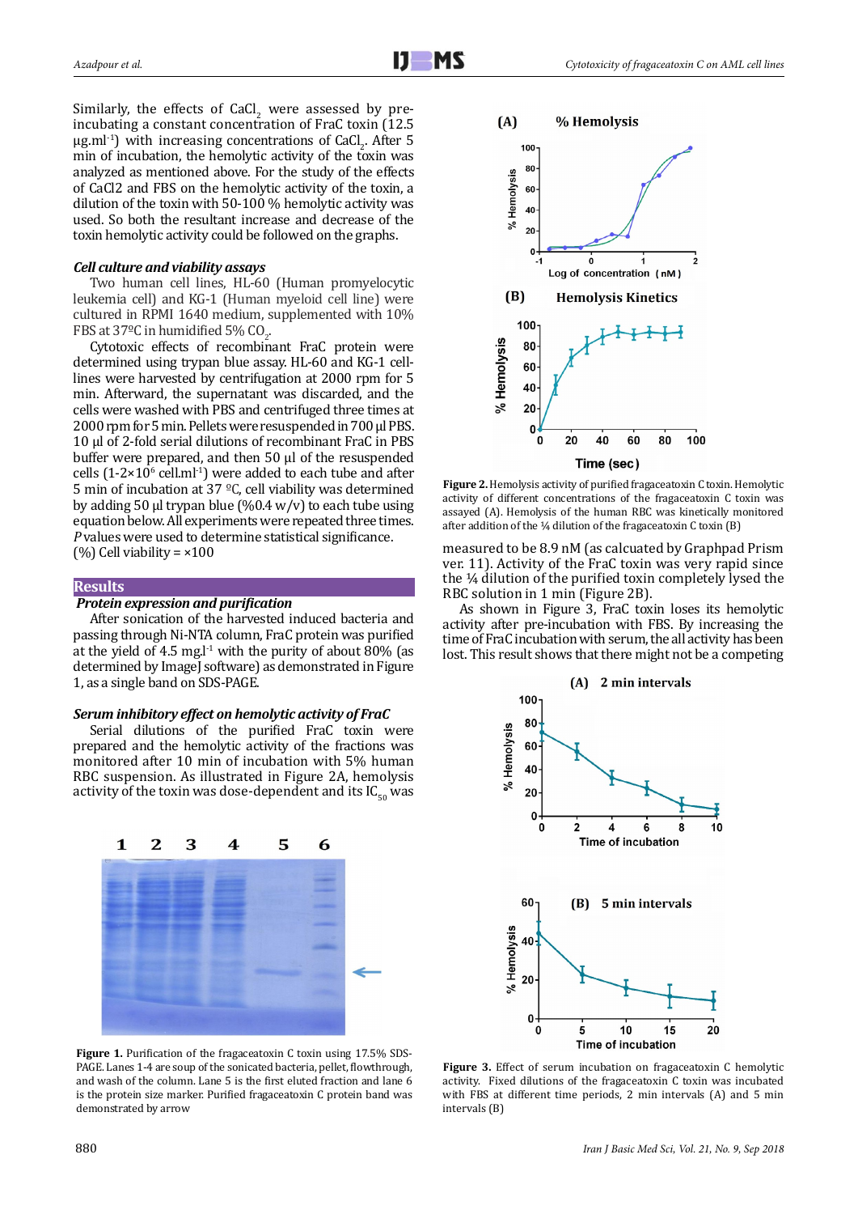Similarly, the effects of $CaCl_2$ were assessed by pre-incubating a constant concentration of FraC toxin (12.5 $\mu g.ml^{-1}$) with increasing concentrations of $CaCl_2$. After 5 min of incubation, the hemolytic activity of the toxin was analyzed as mentioned above. For the study of the effects of CaCl2 and FBS on the hemolytic activity of the toxin, a dilution of the toxin with 50-100 % hemolytic activity was used. So both the resultant increase and decrease of the toxin hemolytic activity could be followed on the graphs.

### *Cell culture and viability assays*

Two human cell lines, HL-60 (Human promyelocytic leukemia cell) and KG-1 (Human myeloid cell line) were cultured in RPMI 1640 medium, supplemented with 10% FBS at 37ºC in humidified 5% $CO_2$.

Cytotoxic effects of recombinant FraC protein were determined using trypan blue assay. HL-60 and KG-1 cell-lines were harvested by centrifugation at 2000 rpm for 5 min. Afterward, the supernatant was discarded, and the cells were washed with PBS and centrifuged three times at 2000 rpm for 5 min. Pellets were resuspended in 700 µl PBS. 10 µl of 2-fold serial dilutions of recombinant FraC in PBS buffer were prepared, and then 50 µl of the resuspended cells ($1\text{-}2\times10^6$ $cell.ml^{-1}$) were added to each tube and after 5 min of incubation at 37 ºC, cell viability was determined by adding 50 µl trypan blue (%0.4 w/v) to each tube using equation below. All experiments were repeated three times. *P* values were used to determine statistical significance.

(%) Cell viability = ×100

## Results

### *Protein expression and purification*

After sonication of the harvested induced bacteria and passing through Ni-NTA column, FraC protein was purified at the yield of 4.5 $mg.l^{-1}$ with the purity of about 80% (as determined by ImageJ software) as demonstrated in Figure 1, as a single band on SDS-PAGE.

**Figure 1.** Purification of the fragaceatoxin C toxin using 17.5% SDS-PAGE. Lanes 1-4 are soup of the sonicated bacteria, pellet, flowthrough, and wash of the column. Lane 5 is the first eluted fraction and lane 6 is the protein size marker. Purified fragaceatoxin C protein band was demonstrated by arrow

### *Serum inhibitory effect on hemolytic activity of FraC*

Serial dilutions of the purified FraC toxin were prepared and the hemolytic activity of the fractions was monitored after 10 min of incubation with 5% human RBC suspension. As illustrated in Figure 2A, the hemolysis activity of the toxin was dose-dependent and its $IC_{50}$ was measured to be 8.9 nM (as calcuated by Graphpad Prism ver. 11). Activity of the FraC toxin was very rapid since the ¼ dilution of the purified toxin completely lysed the RBC solution in 1 min (Figure 2B).

**Figure 2.** Hemolysis activity of purified fragaceatoxin C toxin. Hemolytic activity of different concentrations of the fragaceatoxin C toxin was assayed (A). Hemolysis of the human RBC was kinetically monitored after addition of the ¼ dilution of the fragaceatoxin C toxin (B)

As shown in Figure 3, FraC toxin loses its hemolytic activity after pre-incubation with FBS. By increasing the time of FraC incubation with serum, the all activity has been lost. This result shows that there might not be a competing

**Figure 3.** Effect of serum incubation on fragaceatoxin C hemolytic activity. Fixed dilutions of the fragaceatoxin C toxin was incubated with FBS at different time periods, 2 min intervals (A) and 5 min intervals (B)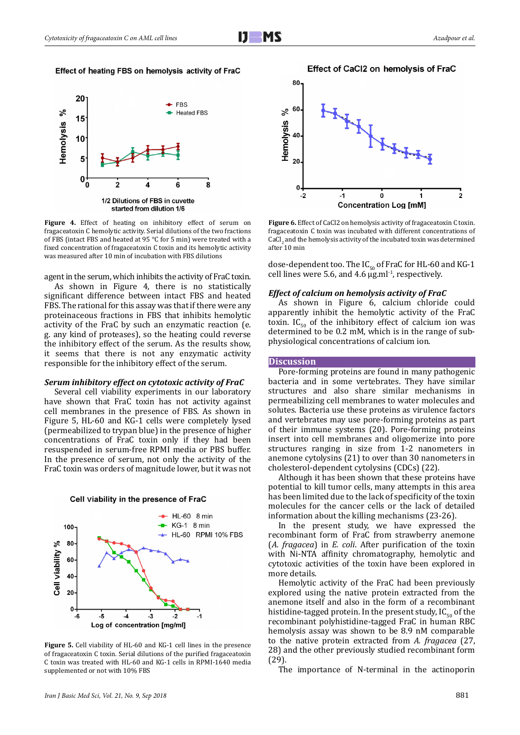Figure 4. Effect of heating on inhibitory effect of serum on fragaceatoxin C hemolytic activity. Serial dilutions of the two fractions of FBS (intact FBS and heated at 95 °C for 5 min) were treated with a fixed concentration of fragaceatoxin C toxin and its hemolytic activity was measured after 10 min of incubation with FBS dilutions

agent in the serum, which inhibits the activity of FraC toxin.

As shown in Figure 4, there is no statistically significant difference between intact FBS and heated FBS. The rational for this assay was that if there were any proteinaceous fractions in FBS that inhibits hemolytic activity of the FraC by such an enzymatic reaction (e. g. any kind of proteases), so the heating could reverse the inhibitory effect of the serum. As the results show, it seems that there is not any enzymatic activity responsible for the inhibitory effect of the serum.

### *Serum inhibitory effect on cytotoxic activity of FraC*

Several cell viability experiments in our laboratory have shown that FraC toxin has not activity against cell membranes in the presence of FBS. As shown in Figure 5, HL-60 and KG-1 cells were completely lysed (permeabilized to trypan blue) in the presence of higher concentrations of FraC toxin only if they had been resuspended in serum-free RPMI media or PBS buffer. In the presence of serum, not only the activity of the FraC toxin was orders of magnitude lower, but it was not

Figure 5. Cell viability of HL-60 and KG-1 cell lines in the presence of fragaceatoxin C toxin. Serial dilutions of the purified fragaceatoxin C toxin was treated with HL-60 and KG-1 cells in RPMI-1640 media supplemented or not with 10% FBS

Figure 6. Effect of CaCl2 on hemolysis activity of fragaceatoxin C toxin. fragaceatoxin C toxin was incubated with different concentrations of $CaCl_2$ and the hemolysis activity of the incubated toxin was determined after 10 min

dose-dependent too. The $IC_{50}$ of FraC for HL-60 and KG-1 cell lines were 5.6, and 4.6 μg.ml$^{-1}$, respectively.

### *Effect of calcium on hemolysis activity of FraC*

As shown in Figure 6, calcium chloride could apparently inhibit the hemolytic activity of the FraC toxin. $IC_{50}$ of the inhibitory effect of calcium ion was determined to be 0.2 mM, which is in the range of sub-physiological concentrations of calcium ion.

## Discussion

Pore-forming proteins are found in many pathogenic bacteria and in some vertebrates. They have similar structures and also share similar mechanisms in permeabilizing cell membranes to water molecules and solutes. Bacteria use these proteins as virulence factors and vertebrates may use pore-forming proteins as part of their immune systems (20). Pore-forming proteins insert into cell membranes and oligomerize into pore structures ranging in size from 1-2 nanometers in anemone cytolysins (21) to over than 30 nanometers in cholesterol-dependent cytolysins (CDCs) (22).

Although it has been shown that these proteins have potential to kill tumor cells, many attempts in this area has been limited due to the lack of specificity of the toxin molecules for the cancer cells or the lack of detailed information about the killing mechanisms (23-26).

In the present study, we have expressed the recombinant form of FraC from strawberry anemone (*A. fragacea*) in *E. coli*. After purification of the toxin with Ni-NTA affinity chromatography, hemolytic and cytotoxic activities of the toxin have been explored in more details.

Hemolytic activity of the FraC had been previously explored using the native protein extracted from the anemone itself and also in the form of a recombinant histidine-tagged protein. In the present study, $IC_{50}$ of the recombinant polyhistidine-tagged FraC in human RBC hemolysis assay was shown to be 8.9 nM comparable to the native protein extracted from *A. fragacea* (27, 28) and the other previously studied recombinant form (29).

The importance of N-terminal in the actinoporin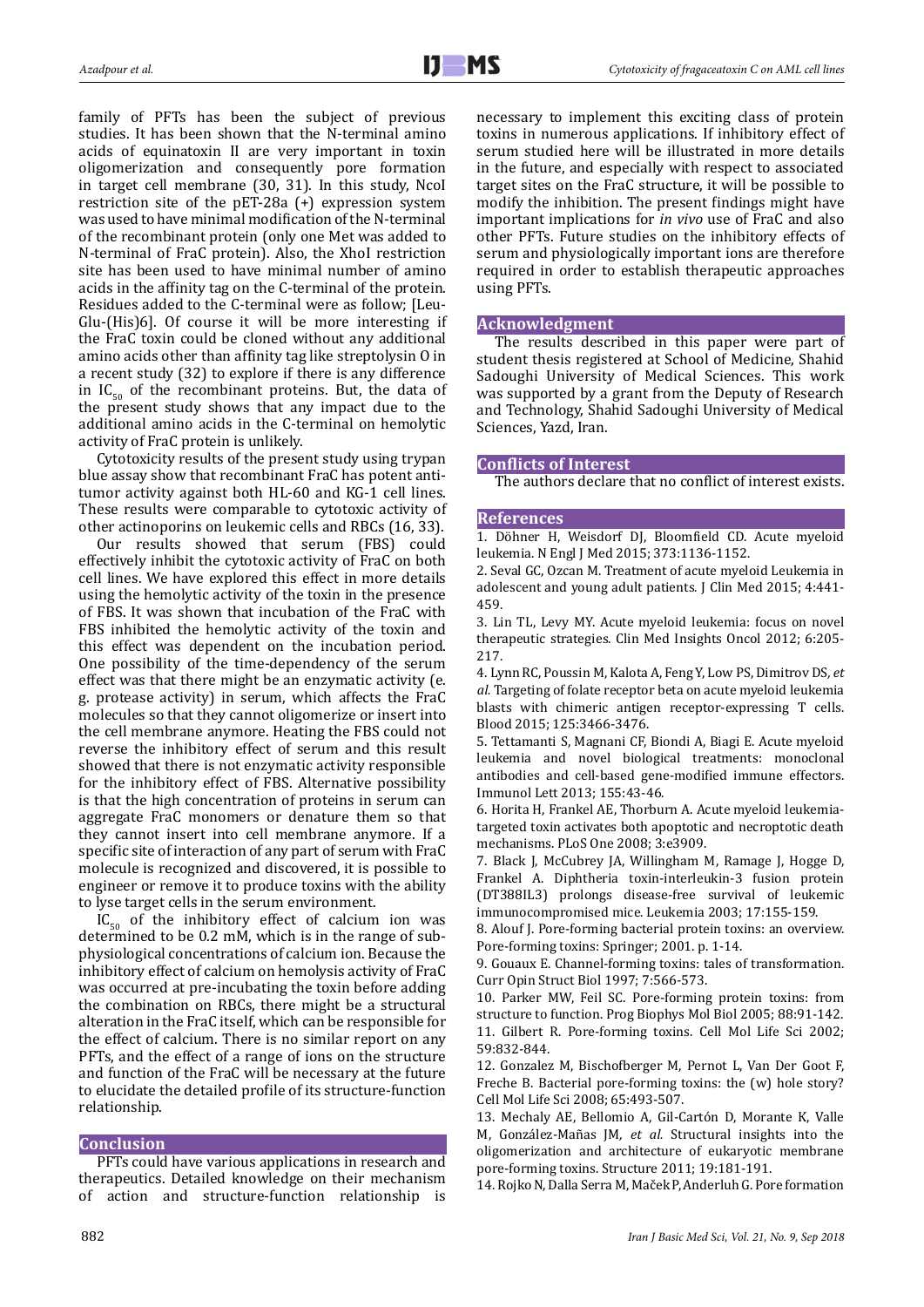family of PFTs has been the subject of previous studies. It has been shown that the N-terminal amino acids of equinatoxin II are very important in toxin oligomerization and consequently pore formation in target cell membrane (30, 31). In this study, NcoI restriction site of the pET-28a (+) expression system was used to have minimal modification of the N-terminal of the recombinant protein (only one Met was added to N-terminal of FraC protein). Also, the XhoI restriction site has been used to have minimal number of amino acids in the affinity tag on the C-terminal of the protein. Residues added to the C-terminal were as follow; [Leu-Glu-(His)6]. Of course it will be more interesting if the FraC toxin could be cloned without any additional amino acids other than affinity tag like streptolysin O in a recent study (32) to explore if there is any difference in $IC_{50}$ of the recombinant proteins. But, the data of the present study shows that any impact due to the additional amino acids in the C-terminal on hemolytic activity of FraC protein is unlikely.

Cytotoxicity results of the present study using trypan blue assay show that recombinant FraC has potent anti-tumor activity against both HL-60 and KG-1 cell lines. These results were comparable to cytotoxic activity of other actinoporins on leukemic cells and RBCs (16, 33).

Our results showed that serum (FBS) could effectively inhibit the cytotoxic activity of FraC on both cell lines. We have explored this effect in more details using the hemolytic activity of the toxin in the presence of FBS. It was shown that incubation of the FraC with FBS inhibited the hemolytic activity of the toxin and this effect was dependent on the incubation period. One possibility of the time-dependency of the serum effect was that there might be an enzymatic activity (e. g. protease activity) in serum, which affects the FraC molecules so that they cannot oligomerize or insert into the cell membrane anymore. Heating the FBS could not reverse the inhibitory effect of serum and this result showed that there is not enzymatic activity responsible for the inhibitory effect of FBS. Alternative possibility is that the high concentration of proteins in serum can aggregate FraC monomers or denature them so that they cannot insert into cell membrane anymore. If a specific site of interaction of any part of serum with FraC molecule is recognized and discovered, it is possible to engineer or remove it to produce toxins with the ability to lyse target cells in the serum environment.

$IC_{50}$ of the inhibitory effect of calcium ion was determined to be 0.2 mM, which is in the range of sub-physiological concentrations of calcium ion. Because the inhibitory effect of calcium on hemolysis activity of FraC was occurred at pre-incubating the toxin before adding the combination on RBCs, there might be a structural alteration in the FraC itself, which can be responsible for the effect of calcium. There is no similar report on any PFTs, and the effect of a range of ions on the structure and function of the FraC will be necessary at the future to elucidate the detailed profile of its structure-function relationship.

## Conclusion

PFTs could have various applications in research and therapeutics. Detailed knowledge on their mechanism of action and structure-function relationship is necessary to implement this exciting class of protein toxins in numerous applications. If inhibitory effect of serum studied here will be illustrated in more details in the future, and especially with respect to associated target sites on the FraC structure, it will be possible to modify the inhibition. The present findings might have important implications for *in vivo* use of FraC and also other PFTs. Future studies on the inhibitory effects of serum and physiologically important ions are therefore required in order to establish therapeutic approaches using PFTs.

## Acknowledgment

The results described in this paper were part of student thesis registered at School of Medicine, Shahid Sadoughi University of Medical Sciences. This work was supported by a grant from the Deputy of Research and Technology, Shahid Sadoughi University of Medical Sciences, Yazd, Iran.

## Conflicts of Interest

The authors declare that no conflict of interest exists.

## References

1. Döhner H, Weisdorf DJ, Bloomfield CD. Acute myeloid leukemia. N Engl J Med 2015; 373:1136-1152.
2. Seval GC, Ozcan M. Treatment of acute myeloid Leukemia in adolescent and young adult patients. J Clin Med 2015; 4:441-459.
3. Lin TL, Levy MY. Acute myeloid leukemia: focus on novel therapeutic strategies. Clin Med Insights Oncol 2012; 6:205-217.
4. Lynn RC, Poussin M, Kalota A, Feng Y, Low PS, Dimitrov DS, *et al.* Targeting of folate receptor beta on acute myeloid leukemia blasts with chimeric antigen receptor-expressing T cells. Blood 2015; 125:3466-3476.
5. Tettamanti S, Magnani CF, Biondi A, Biagi E. Acute myeloid leukemia and novel biological treatments: monoclonal antibodies and cell-based gene-modified immune effectors. Immunol Lett 2013; 155:43-46.
6. Horita H, Frankel AE, Thorburn A. Acute myeloid leukemia-targeted toxin activates both apoptotic and necroptotic death mechanisms. PLoS One 2008; 3:e3909.
7. Black J, McCubrey JA, Willingham M, Ramage J, Hogge D, Frankel A. Diphtheria toxin-interleukin-3 fusion protein (DT388IL3) prolongs disease-free survival of leukemic immunocompromised mice. Leukemia 2003; 17:155-159.
8. Alouf J. Pore-forming bacterial protein toxins: an overview. Pore-forming toxins: Springer; 2001. p. 1-14.
9. Gouaux E. Channel-forming toxins: tales of transformation. Curr Opin Struct Biol 1997; 7:566-573.
10. Parker MW, Feil SC. Pore-forming protein toxins: from structure to function. Prog Biophys Mol Biol 2005; 88:91-142.
11. Gilbert R. Pore-forming toxins. Cell Mol Life Sci 2002; 59:832-844.
12. Gonzalez M, Bischofberger M, Pernot L, Van Der Goot F, Freche B. Bacterial pore-forming toxins: the (w) hole story? Cell Mol Life Sci 2008; 65:493-507.
13. Mechaly AE, Bellomio A, Gil-Cartón D, Morante K, Valle M, González-Mañas JM, *et al.* Structural insights into the oligomerization and architecture of eukaryotic membrane pore-forming toxins. Structure 2011; 19:181-191.
14. Rojko N, Dalla Serra M, Maček P, Anderluh G. Pore formation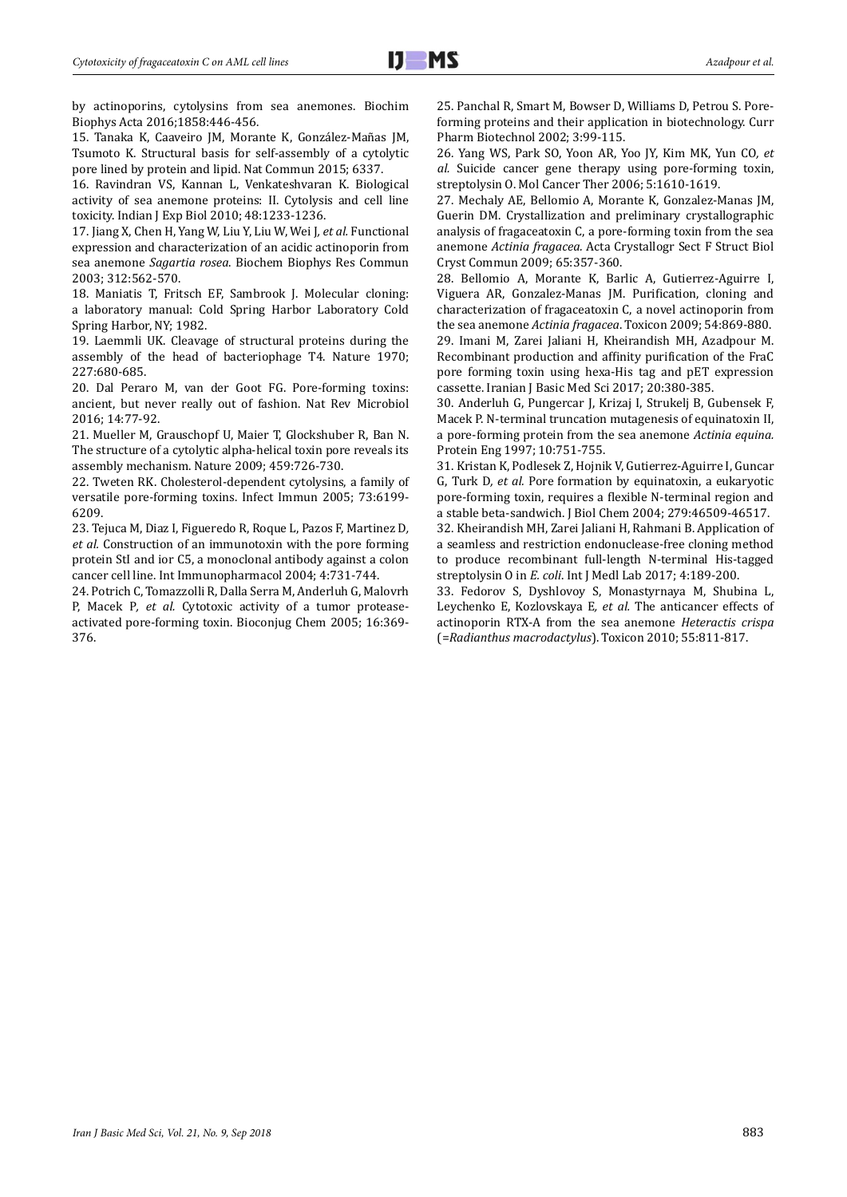by actinoporins, cytolysins from sea anemones. Biochim Biophys Acta 2016;1858:446-456.

15. Tanaka K, Caaveiro JM, Morante K, González-Mañas JM, Tsumoto K. Structural basis for self-assembly of a cytolytic pore lined by protein and lipid. Nat Commun 2015; 6337.

16. Ravindran VS, Kannan L, Venkateshvaran K. Biological activity of sea anemone proteins: II. Cytolysis and cell line toxicity. Indian J Exp Biol 2010; 48:1233-1236.

17. Jiang X, Chen H, Yang W, Liu Y, Liu W, Wei J, *et al.* Functional expression and characterization of an acidic actinoporin from sea anemone *Sagartia rosea*. Biochem Biophys Res Commun 2003; 312:562-570.

18. Maniatis T, Fritsch EF, Sambrook J. Molecular cloning: a laboratory manual: Cold Spring Harbor Laboratory Cold Spring Harbor, NY; 1982.

19. Laemmli UK. Cleavage of structural proteins during the assembly of the head of bacteriophage T4. Nature 1970; 227:680-685.

20. Dal Peraro M, van der Goot FG. Pore-forming toxins: ancient, but never really out of fashion. Nat Rev Microbiol 2016; 14:77-92.

21. Mueller M, Grauschopf U, Maier T, Glockshuber R, Ban N. The structure of a cytolytic alpha-helical toxin pore reveals its assembly mechanism. Nature 2009; 459:726-730.

22. Tweten RK. Cholesterol-dependent cytolysins, a family of versatile pore-forming toxins. Infect Immun 2005; 73:6199-6209.

23. Tejuca M, Diaz I, Figueredo R, Roque L, Pazos F, Martinez D, *et al.* Construction of an immunotoxin with the pore forming protein StI and ior C5, a monoclonal antibody against a colon cancer cell line. Int Immunopharmacol 2004; 4:731-744.

24. Potrich C, Tomazzolli R, Dalla Serra M, Anderluh G, Malovrh P, Macek P, *et al.* Cytotoxic activity of a tumor protease-activated pore-forming toxin. Bioconjug Chem 2005; 16:369-376.

25. Panchal R, Smart M, Bowser D, Williams D, Petrou S. Pore-forming proteins and their application in biotechnology. Curr Pharm Biotechnol 2002; 3:99-115.

26. Yang WS, Park SO, Yoon AR, Yoo JY, Kim MK, Yun CO, *et al.* Suicide cancer gene therapy using pore-forming toxin, streptolysin O. Mol Cancer Ther 2006; 5:1610-1619.

27. Mechaly AE, Bellomio A, Morante K, Gonzalez-Manas JM, Guerin DM. Crystallization and preliminary crystallographic analysis of fragaceatoxin C, a pore-forming toxin from the sea anemone *Actinia fragacea*. Acta Crystallogr Sect F Struct Biol Cryst Commun 2009; 65:357-360.

28. Bellomio A, Morante K, Barlic A, Gutierrez-Aguirre I, Viguera AR, Gonzalez-Manas JM. Purification, cloning and characterization of fragaceatoxin C, a novel actinoporin from the sea anemone *Actinia fragacea*. Toxicon 2009; 54:869-880.

29. Imani M, Zarei Jaliani H, Kheirandish MH, Azadpour M. Recombinant production and affinity purification of the FraC pore forming toxin using hexa-His tag and pET expression cassette. Iranian J Basic Med Sci 2017; 20:380-385.

30. Anderluh G, Pungercar J, Krizaj I, Strukelj B, Gubensek F, Macek P. N-terminal truncation mutagenesis of equinatoxin II, a pore-forming protein from the sea anemone *Actinia equina*. Protein Eng 1997; 10:751-755.

31. Kristan K, Podlesek Z, Hojnik V, Gutierrez-Aguirre I, Guncar G, Turk D, *et al.* Pore formation by equinatoxin, a eukaryotic pore-forming toxin, requires a flexible N-terminal region and a stable beta-sandwich. J Biol Chem 2004; 279:46509-46517.

32. Kheirandish MH, Zarei Jaliani H, Rahmani B. Application of a seamless and restriction endonuclease-free cloning method to produce recombinant full-length N-terminal His-tagged streptolysin O in *E. coli*. Int J Medl Lab 2017; 4:189-200.

33. Fedorov S, Dyshlovoy S, Monastyrnaya M, Shubina L, Leychenko E, Kozlovskaya E, *et al.* The anticancer effects of actinoporin RTX-A from the sea anemone *Heteractis crispa* (=*Radianthus macrodactylus*). Toxicon 2010; 55:811-817.